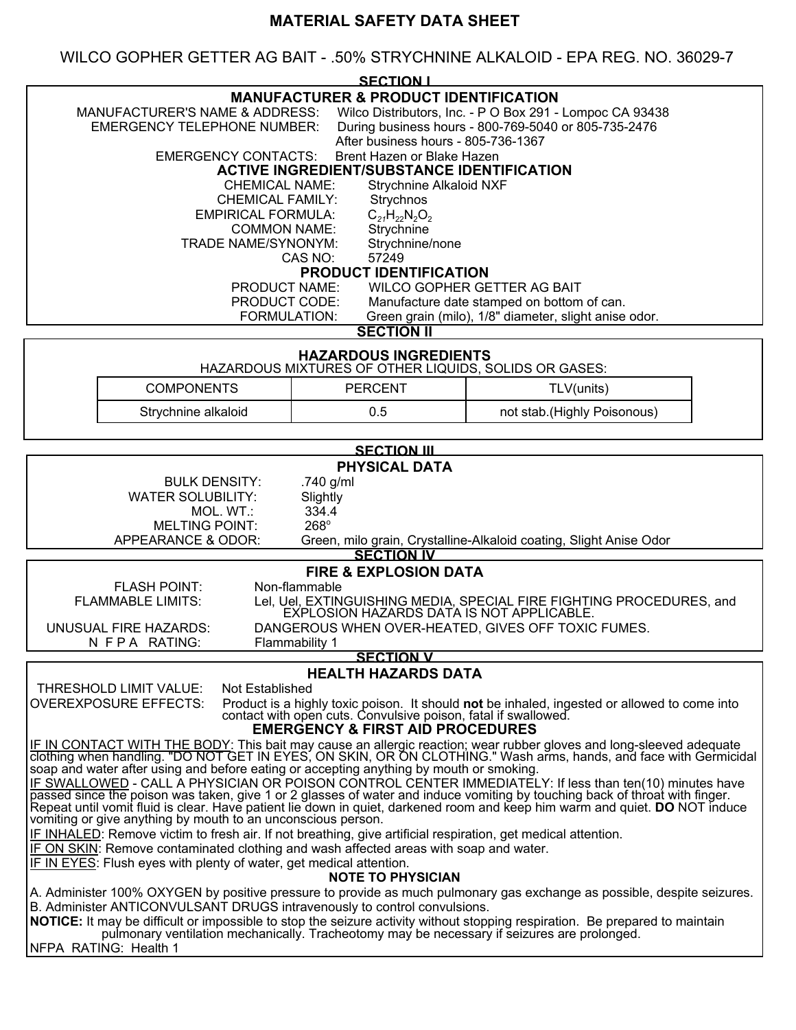# MATERIAL SAFETY DATA SHEET

WILCO GOPHER GETTER AG BAIT - .50% STRYCHNINE ALKALOID - EPA REG. NO. 36029-7

## SECTION I

### MANUFACTURER & PRODUCT IDENTIFICATION

MANUFACTURER'S NAME & ADDRESS: Wilco Distributors, Inc. - P O Box 291 - Lompoc CA 93438

EMERGENCY TELEPHONE NUMBER: During business hours - 800-769-5040 or 805-735-2476
After business hours - 805-736-1367

EMERGENCY CONTACTS: Brent Hazen or Blake Hazen

### ACTIVE INGREDIENT/SUBSTANCE IDENTIFICATION

CHEMICAL NAME: Strychnine Alkaloid NXF
CHEMICAL FAMILY: Strychnos
EMPIRICAL FORMULA: $C_{21}H_{22}N_2O_2$
COMMON NAME: Strychnine
TRADE NAME/SYNONYM: Strychnine/none
CAS NO: 57249

### PRODUCT IDENTIFICATION

PRODUCT NAME: WILCO GOPHER GETTER AG BAIT
PRODUCT CODE: Manufacture date stamped on bottom of can.
FORMULATION: Green grain (milo), 1/8" diameter, slight anise odor.

## SECTION II

### HAZARDOUS INGREDIENTS

HAZARDOUS MIXTURES OF OTHER LIQUIDS, SOLIDS OR GASES:

| COMPONENTS | PERCENT | TLV(units) |
|---|---|---|
| Strychnine alkaloid | 0.5 | not stab.(Highly Poisonous) |

## SECTION III

### PHYSICAL DATA

BULK DENSITY: .740 g/ml
WATER SOLUBILITY: Slightly
MOL. WT.: 334.4
MELTING POINT: 268°
APPEARANCE & ODOR: Green, milo grain, Crystalline-Alkaloid coating, Slight Anise Odor

## SECTION IV

### FIRE & EXPLOSION DATA

FLASH POINT: Non-flammable
FLAMMABLE LIMITS: Lel, Uel, EXTINGUISHING MEDIA, SPECIAL FIRE FIGHTING PROCEDURES, and EXPLOSION HAZARDS DATA IS NOT APPLICABLE.
UNUSUAL FIRE HAZARDS: DANGEROUS WHEN OVER-HEATED, GIVES OFF TOXIC FUMES.
N F P A RATING: Flammability 1

## SECTION V

### HEALTH HAZARDS DATA

THRESHOLD LIMIT VALUE: Not Established
OVEREXPOSURE EFFECTS: Product is a highly toxic poison. It should **not** be inhaled, ingested or allowed to come into contact with open cuts. Convulsive poison, fatal if swallowed.

### EMERGENCY & FIRST AID PROCEDURES

IF IN CONTACT WITH THE BODY: This bait may cause an allergic reaction; wear rubber gloves and long-sleeved adequate clothing when handling. "DO NOT GET IN EYES, ON SKIN, OR ON CLOTHING." Wash arms, hands, and face with Germicidal soap and water after using and before eating or accepting anything by mouth or smoking.

IF SWALLOWED - CALL A PHYSICIAN OR POISON CONTROL CENTER IMMEDIATELY: If less than ten(10) minutes have passed since the poison was taken, give 1 or 2 glasses of water and induce vomiting by touching back of throat with finger. Repeat until vomit fluid is clear. Have patient lie down in quiet, darkened room and keep him warm and quiet. **DO** NOT induce vomiting or give anything by mouth to an unconscious person.

IF INHALED: Remove victim to fresh air. If not breathing, give artificial respiration, get medical attention.

IF ON SKIN: Remove contaminated clothing and wash affected areas with soap and water.

IF IN EYES: Flush eyes with plenty of water, get medical attention.

### NOTE TO PHYSICIAN

A. Administer 100% OXYGEN by positive pressure to provide as much pulmonary gas exchange as possible, despite seizures.
B. Administer ANTICONVULSANT DRUGS intravenously to control convulsions.

**NOTICE:** It may be difficult or impossible to stop the seizure activity without stopping respiration. Be prepared to maintain pulmonary ventilation mechanically. Tracheotomy may be necessary if seizures are prolonged.

NFPA RATING: Health 1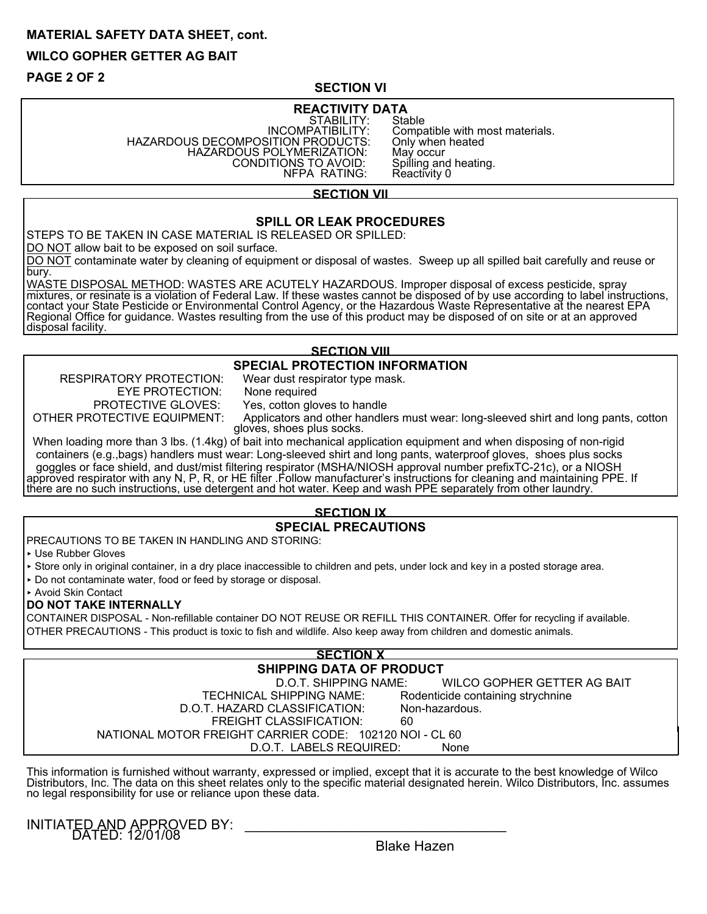**MATERIAL SAFETY DATA SHEET, cont.**

**WILCO GOPHER GETTER AG BAIT**

## SECTION VI

### REACTIVITY DATA

| | |
|---|---|
| STABILITY: | Stable |
| INCOMPATIBILITY: | Compatible with most materials. |
| HAZARDOUS DECOMPOSITION PRODUCTS: | Only when heated |
| HAZARDOUS POLYMERIZATION: | May occur |
| CONDITIONS TO AVOID: | Spilling and heating. |
| NFPA RATING: | Reactivity 0 |

## SECTION VII

### SPILL OR LEAK PROCEDURES

STEPS TO BE TAKEN IN CASE MATERIAL IS RELEASED OR SPILLED:

DO NOT allow bait to be exposed on soil surface.

DO NOT contaminate water by cleaning of equipment or disposal of wastes. Sweep up all spilled bait carefully and reuse or bury.

WASTE DISPOSAL METHOD: WASTES ARE ACUTELY HAZARDOUS. Improper disposal of excess pesticide, spray mixtures, or resinate is a violation of Federal Law. If these wastes cannot be disposed of by use according to label instructions, contact your State Pesticide or Environmental Control Agency, or the Hazardous Waste Representative at the nearest EPA Regional Office for guidance. Wastes resulting from the use of this product may be disposed of on site or at an approved disposal facility.

## SECTION VIII

### SPECIAL PROTECTION INFORMATION

| | |
|---|---|
| RESPIRATORY PROTECTION: | Wear dust respirator type mask. |
| EYE PROTECTION: | None required |
| PROTECTIVE GLOVES: | Yes, cotton gloves to handle |
| OTHER PROTECTIVE EQUIPMENT: | Applicators and other handlers must wear: long-sleeved shirt and long pants, cotton gloves, shoes plus socks. |

When loading more than 3 lbs. (1.4kg) of bait into mechanical application equipment and when disposing of non-rigid containers (e.g.,bags) handlers must wear: Long-sleeved shirt and long pants, waterproof gloves, shoes plus socks goggles or face shield, and dust/mist filtering respirator (MSHA/NIOSH approval number prefixTC-21c), or a NIOSH approved respirator with any N, P, R, or HE filter .Follow manufacturer's instructions for cleaning and maintaining PPE. If there are no such instructions, use detergent and hot water. Keep and wash PPE separately from other laundry.

## SECTION IX

### SPECIAL PRECAUTIONS

PRECAUTIONS TO BE TAKEN IN HANDLING AND STORING:

- Use Rubber Gloves
- Store only in original container, in a dry place inaccessible to children and pets, under lock and key in a posted storage area.
- Do not contaminate water, food or feed by storage or disposal.
- Avoid Skin Contact

**DO NOT TAKE INTERNALLY**

CONTAINER DISPOSAL - Non-refillable container DO NOT REUSE OR REFILL THIS CONTAINER. Offer for recycling if available.

OTHER PRECAUTIONS - This product is toxic to fish and wildlife. Also keep away from children and domestic animals.

## SECTION X

### SHIPPING DATA OF PRODUCT

| | |
|---|---|
| D.O.T. SHIPPING NAME: | WILCO GOPHER GETTER AG BAIT |
| TECHNICAL SHIPPING NAME: | Rodenticide containing strychnine |
| D.O.T. HAZARD CLASSIFICATION: | Non-hazardous. |
| FREIGHT CLASSIFICATION: | 60 |
| NATIONAL MOTOR FREIGHT CARRIER CODE: | 102120 NOI - CL 60 |
| D.O.T. LABELS REQUIRED: | None |

This information is furnished without warranty, expressed or implied, except that it is accurate to the best knowledge of Wilco Distributors, Inc. The data on this sheet relates only to the specific material designated herein. Wilco Distributors, Inc. assumes no legal responsibility for use or reliance upon these data.

INITIATED AND APPROVED BY: ___________________________________

DATED: 12/01/08

Blake Hazen